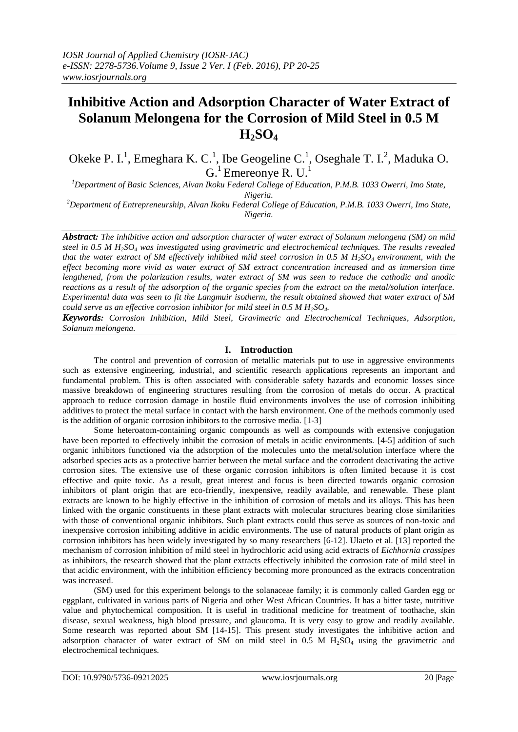# Inhibitive Action and Adsorption Character of Water Extract of Solanum Melongena for the Corrosion of Mild Steel in 0.5 M $H_2SO_4$

Okeke P. I.[1], Emeghara K. C.[1], Ibe Geogeline C.[1], Oseghale T. I.[2], Maduka O. G.[1] Emereonye R. U.[1]

[1]Department of Basic Sciences, Alvan Ikoku Federal College of Education, P.M.B. 1033 Owerri, Imo State, Nigeria.

[2]Department of Entrepreneurship, Alvan Ikoku Federal College of Education, P.M.B. 1033 Owerri, Imo State, Nigeria.

***Abstract:*** *The inhibitive action and adsorption character of water extract of Solanum melongena (SM) on mild steel in 0.5 M $H_2SO_4$ was investigated using gravimetric and electrochemical techniques. The results revealed that the water extract of SM effectively inhibited mild steel corrosion in 0.5 M $H_2SO_4$ environment, with the effect becoming more vivid as water extract of SM extract concentration increased and as immersion time lengthened, from the polarization results, water extract of SM was seen to reduce the cathodic and anodic reactions as a result of the adsorption of the organic species from the extract on the metal/solution interface. Experimental data was seen to fit the Langmuir isotherm, the result obtained showed that water extract of SM could serve as an effective corrosion inhibitor for mild steel in 0.5 M $H_2SO_4$.*

***Keywords:*** *Corrosion Inhibition, Mild Steel, Gravimetric and Electrochemical Techniques, Adsorption, Solanum melongena.*

## I. Introduction

The control and prevention of corrosion of metallic materials put to use in aggressive environments such as extensive engineering, industrial, and scientific research applications represents an important and fundamental problem. This is often associated with considerable safety hazards and economic losses since massive breakdown of engineering structures resulting from the corrosion of metals do occur. A practical approach to reduce corrosion damage in hostile fluid environments involves the use of corrosion inhibiting additives to protect the metal surface in contact with the harsh environment. One of the methods commonly used is the addition of organic corrosion inhibitors to the corrosive media. [1-3]

Some heteroatom-containing organic compounds as well as compounds with extensive conjugation have been reported to effectively inhibit the corrosion of metals in acidic environments. [4-5] addition of such organic inhibitors functioned via the adsorption of the molecules unto the metal/solution interface where the adsorbed species acts as a protective barrier between the metal surface and the corrodent deactivating the active corrosion sites. The extensive use of these organic corrosion inhibitors is often limited because it is cost effective and quite toxic. As a result, great interest and focus is been directed towards organic corrosion inhibitors of plant origin that are eco-friendly, inexpensive, readily available, and renewable. These plant extracts are known to be highly effective in the inhibition of corrosion of metals and its alloys. This has been linked with the organic constituents in these plant extracts with molecular structures bearing close similarities with those of conventional organic inhibitors. Such plant extracts could thus serve as sources of non-toxic and inexpensive corrosion inhibiting additive in acidic environments. The use of natural products of plant origin as corrosion inhibitors has been widely investigated by so many researchers [6-12]. Ulaeto et al. [13] reported the mechanism of corrosion inhibition of mild steel in hydrochloric acid using acid extracts of *Eichhornia crassipes* as inhibitors, the research showed that the plant extracts effectively inhibited the corrosion rate of mild steel in that acidic environment, with the inhibition efficiency becoming more pronounced as the extracts concentration was increased.

(SM) used for this experiment belongs to the solanaceae family; it is commonly called Garden egg or eggplant, cultivated in various parts of Nigeria and other West African Countries. It has a bitter taste, nutritive value and phytochemical composition. It is useful in traditional medicine for treatment of toothache, skin disease, sexual weakness, high blood pressure, and glaucoma. It is very easy to grow and readily available. Some research was reported about SM [14-15]. This present study investigates the inhibitive action and adsorption character of water extract of SM on mild steel in 0.5 M $H_2SO_4$ using the gravimetric and electrochemical techniques.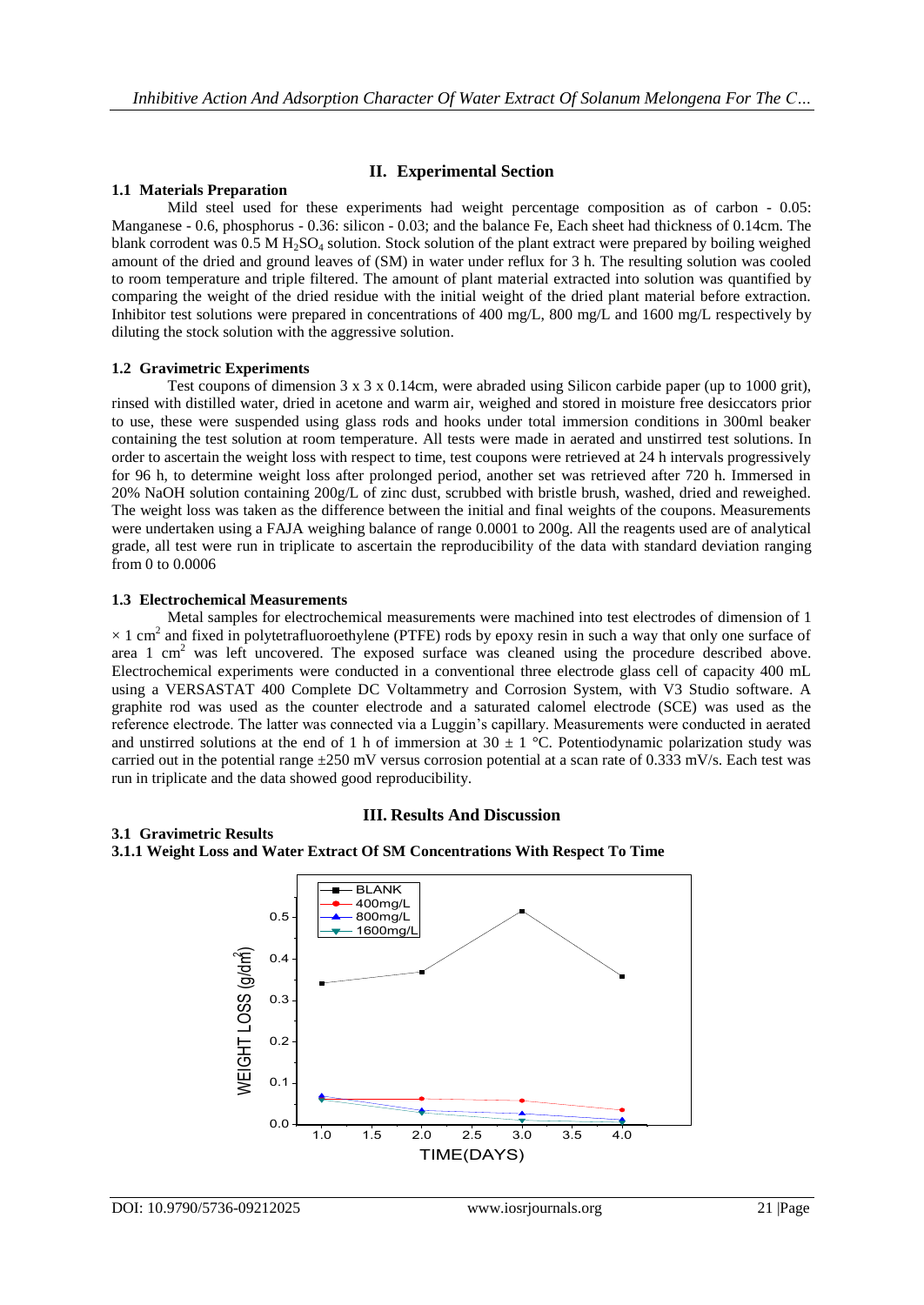## II. Experimental Section

### 1.1 Materials Preparation

Mild steel used for these experiments had weight percentage composition as of carbon - 0.05: Manganese - 0.6, phosphorus - 0.36: silicon - 0.03; and the balance Fe, Each sheet had thickness of 0.14cm. The blank corrodent was 0.5 M $H_2SO_4$ solution. Stock solution of the plant extract were prepared by boiling weighed amount of the dried and ground leaves of (SM) in water under reflux for 3 h. The resulting solution was cooled to room temperature and triple filtered. The amount of plant material extracted into solution was quantified by comparing the weight of the dried residue with the initial weight of the dried plant material before extraction. Inhibitor test solutions were prepared in concentrations of 400 mg/L, 800 mg/L and 1600 mg/L respectively by diluting the stock solution with the aggressive solution.

### 1.2 Gravimetric Experiments

Test coupons of dimension 3 x 3 x 0.14cm, were abraded using Silicon carbide paper (up to 1000 grit), rinsed with distilled water, dried in acetone and warm air, weighed and stored in moisture free desiccators prior to use, these were suspended using glass rods and hooks under total immersion conditions in 300ml beaker containing the test solution at room temperature. All tests were made in aerated and unstirred test solutions. In order to ascertain the weight loss with respect to time, test coupons were retrieved at 24 h intervals progressively for 96 h, to determine weight loss after prolonged period, another set was retrieved after 720 h. Immersed in 20% NaOH solution containing 200g/L of zinc dust, scrubbed with bristle brush, washed, dried and reweighed. The weight loss was taken as the difference between the initial and final weights of the coupons. Measurements were undertaken using a FAJA weighing balance of range 0.0001 to 200g. All the reagents used are of analytical grade, all test were run in triplicate to ascertain the reproducibility of the data with standard deviation ranging from 0 to 0.0006

### 1.3 Electrochemical Measurements

Metal samples for electrochemical measurements were machined into test electrodes of dimension of 1 $\times$ 1 $cm^2$ and fixed in polytetrafluoroethylene (PTFE) rods by epoxy resin in such a way that only one surface of area 1 $cm^2$ was left uncovered. The exposed surface was cleaned using the procedure described above. Electrochemical experiments were conducted in a conventional three electrode glass cell of capacity 400 mL using a VERSASTAT 400 Complete DC Voltammetry and Corrosion System, with V3 Studio software. A graphite rod was used as the counter electrode and a saturated calomel electrode (SCE) was used as the reference electrode. The latter was connected via a Luggin's capillary. Measurements were conducted in aerated and unstirred solutions at the end of 1 h of immersion at 30 ± 1 °C. Potentiodynamic polarization study was carried out in the potential range ±250 mV versus corrosion potential at a scan rate of 0.333 mV/s. Each test was run in triplicate and the data showed good reproducibility.

## III. Results And Discussion

### 3.1 Gravimetric Results

#### 3.1.1 Weight Loss and Water Extract Of SM Concentrations With Respect To Time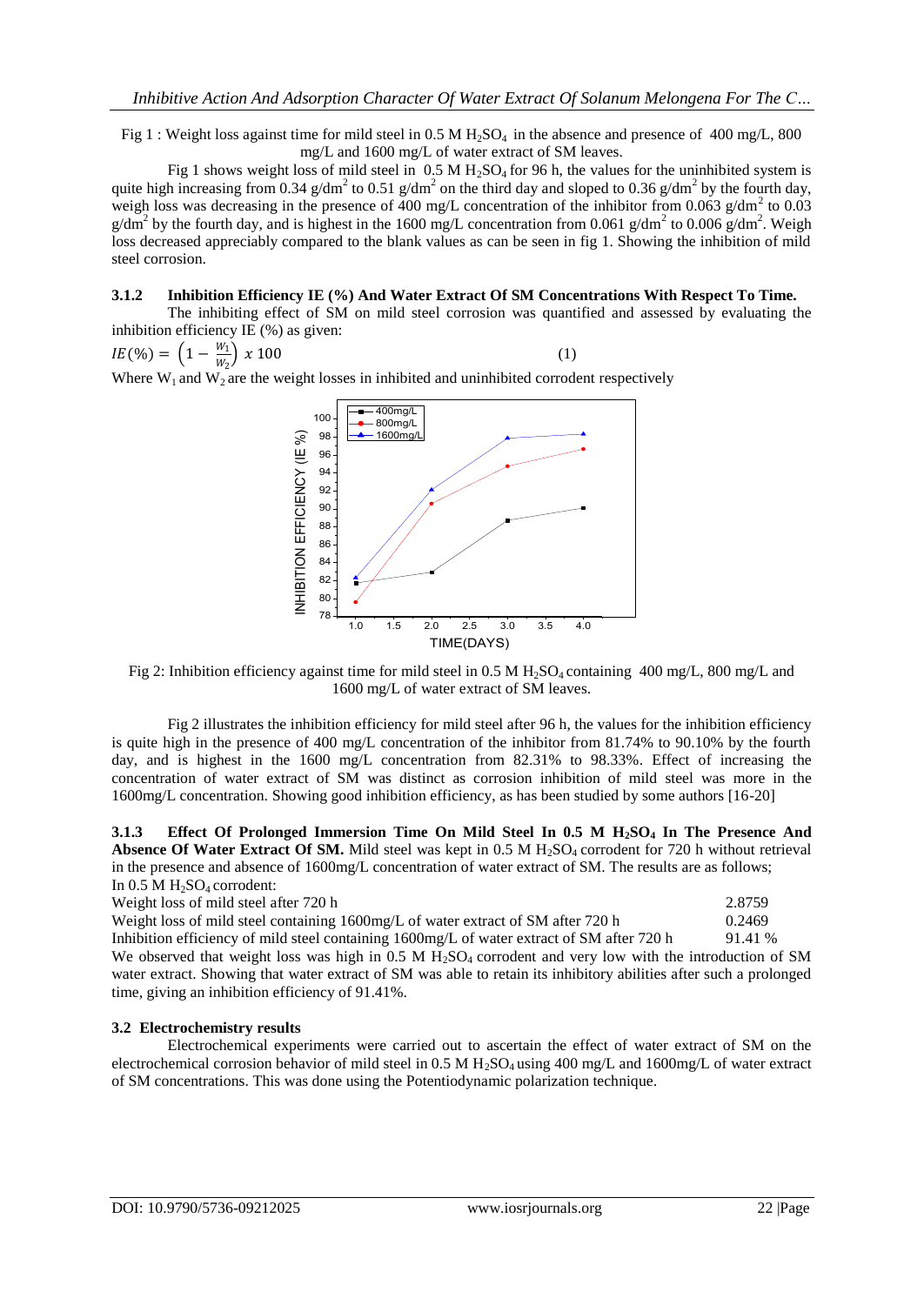Fig 1 : Weight loss against time for mild steel in 0.5 M $H_2SO_4$ in the absence and presence of 400 mg/L, 800 mg/L and 1600 mg/L of water extract of SM leaves.

Fig 1 shows weight loss of mild steel in 0.5 M $H_2SO_4$ for 96 h, the values for the uninhibited system is quite high increasing from 0.34 g/dm$^2$ to 0.51 g/dm$^2$ on the third day and sloped to 0.36 g/dm$^2$ by the fourth day, weigh loss was decreasing in the presence of 400 mg/L concentration of the inhibitor from 0.063 g/dm$^2$ to 0.03 g/dm$^2$ by the fourth day, and is highest in the 1600 mg/L concentration from 0.061 g/dm$^2$ to 0.006 g/dm$^2$. Weigh loss decreased appreciably compared to the blank values as can be seen in fig 1. Showing the inhibition of mild steel corrosion.

### 3.1.2 Inhibition Efficiency IE (%) And Water Extract Of SM Concentrations With Respect To Time.

The inhibiting effect of SM on mild steel corrosion was quantified and assessed by evaluating the inhibition efficiency IE (%) as given:

$$IE(\%) = \left(1 - \frac{W_1}{W_2}\right) x\ 100 \tag{1}$$

Where $W_1$ and $W_2$ are the weight losses in inhibited and uninhibited corrodent respectively

Fig 2: Inhibition efficiency against time for mild steel in 0.5 M $H_2SO_4$ containing 400 mg/L, 800 mg/L and 1600 mg/L of water extract of SM leaves.

Fig 2 illustrates the inhibition efficiency for mild steel after 96 h, the values for the inhibition efficiency is quite high in the presence of 400 mg/L concentration of the inhibitor from 81.74% to 90.10% by the fourth day, and is highest in the 1600 mg/L concentration from 82.31% to 98.33%. Effect of increasing the concentration of water extract of SM was distinct as corrosion inhibition of mild steel was more in the 1600mg/L concentration. Showing good inhibition efficiency, as has been studied by some authors [16-20]

### 3.1.3 Effect Of Prolonged Immersion Time On Mild Steel In 0.5 M $H_2SO_4$ In The Presence And Absence Of Water Extract Of SM.

Mild steel was kept in 0.5 M $H_2SO_4$ corrodent for 720 h without retrieval in the presence and absence of 1600mg/L concentration of water extract of SM. The results are as follows;

In 0.5 M $H_2SO_4$ corrodent:

| | |
|---|---|
| Weight loss of mild steel after 720 h | 2.8759 |
| Weight loss of mild steel containing 1600mg/L of water extract of SM after 720 h | 0.2469 |
| Inhibition efficiency of mild steel containing 1600mg/L of water extract of SM after 720 h | 91.41 % |

We observed that weight loss was high in 0.5 M $H_2SO_4$ corrodent and very low with the introduction of SM water extract. Showing that water extract of SM was able to retain its inhibitory abilities after such a prolonged time, giving an inhibition efficiency of 91.41%.

## 3.2 Electrochemistry results

Electrochemical experiments were carried out to ascertain the effect of water extract of SM on the electrochemical corrosion behavior of mild steel in 0.5 M $H_2SO_4$ using 400 mg/L and 1600mg/L of water extract of SM concentrations. This was done using the Potentiodynamic polarization technique.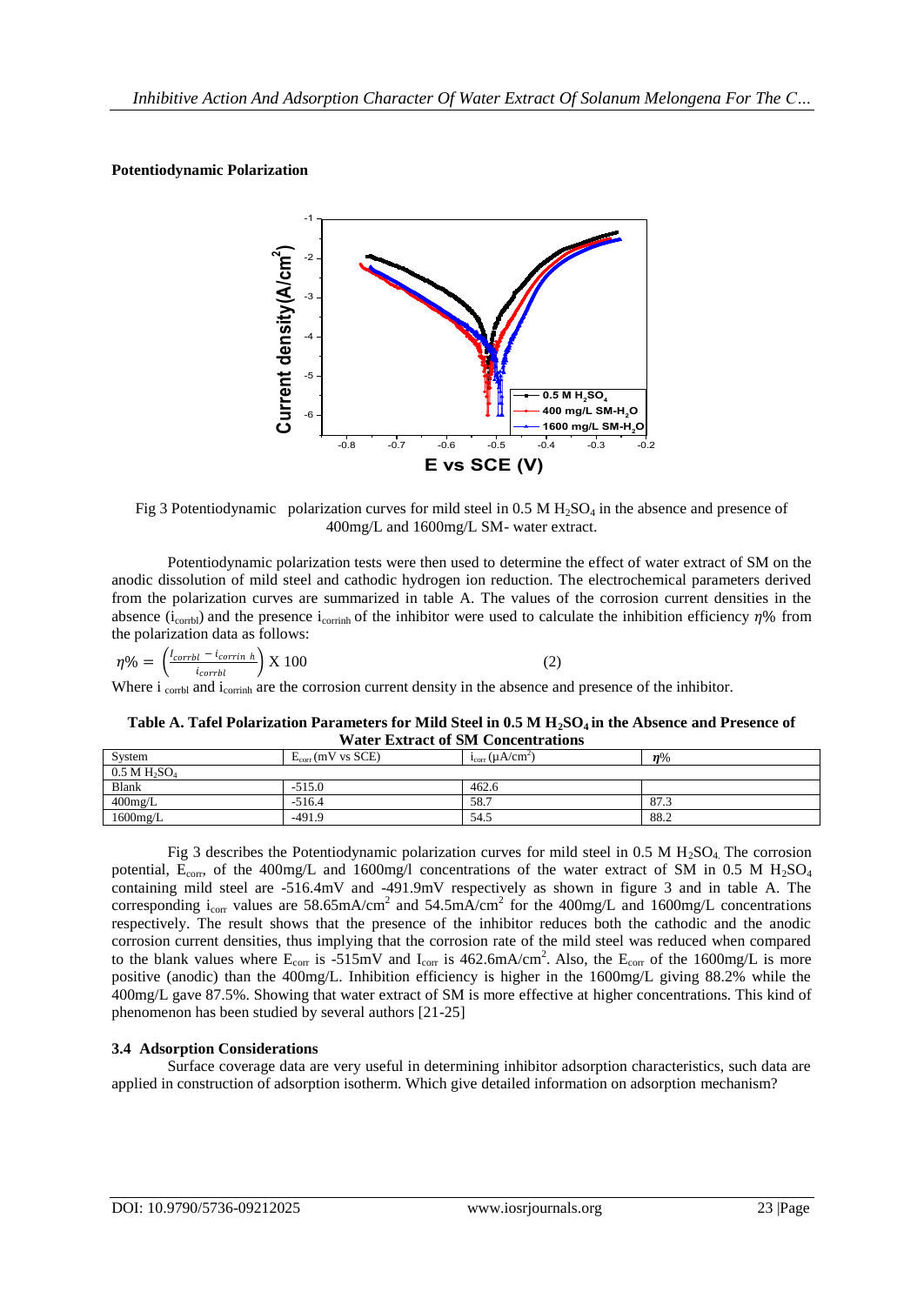**Potentiodynamic Polarization**

Fig 3 Potentiodynamic polarization curves for mild steel in 0.5 M $H_2SO_4$ in the absence and presence of 400mg/L and 1600mg/L SM- water extract.

Potentiodynamic polarization tests were then used to determine the effect of water extract of SM on the anodic dissolution of mild steel and cathodic hydrogen ion reduction. The electrochemical parameters derived from the polarization curves are summarized in table A. The values of the corrosion current densities in the absence ($i_{corrbl}$) and the presence $i_{corrinh}$ of the inhibitor were used to calculate the inhibition efficiency $\eta\%$ from the polarization data as follows:

$$\eta\% = \left(\frac{i_{corrbl} - i_{corrin\ h}}{i_{corrbl}}\right) \text{X } 100 \qquad (2)$$

Where $i_{corrbl}$ and $i_{corrinh}$ are the corrosion current density in the absence and presence of the inhibitor.

**Table A. Tafel Polarization Parameters for Mild Steel in 0.5 M $H_2SO_4$ in the Absence and Presence of Water Extract of SM Concentrations**

| System | $E_{corr}$ (mV vs SCE) | $i_{corr}$ (μA/cm$^2$) | $\eta$% |
|---|---|---|---|
| 0.5 M $H_2SO_4$ | | | |
| Blank | -515.0 | 462.6 | |
| 400mg/L | -516.4 | 58.7 | 87.3 |
| 1600mg/L | -491.9 | 54.5 | 88.2 |

Fig 3 describes the Potentiodynamic polarization curves for mild steel in 0.5 M $H_2SO_4$. The corrosion potential, $E_{corr}$, of the 400mg/L and 1600mg/l concentrations of the water extract of SM in 0.5 M $H_2SO_4$ containing mild steel are -516.4mV and -491.9mV respectively as shown in figure 3 and in table A. The corresponding $i_{corr}$ values are 58.65mA/cm$^2$ and 54.5mA/cm$^2$ for the 400mg/L and 1600mg/L concentrations respectively. The result shows that the presence of the inhibitor reduces both the cathodic and the anodic corrosion current densities, thus implying that the corrosion rate of the mild steel was reduced when compared to the blank values where $E_{corr}$ is -515mV and $I_{corr}$ is 462.6mA/cm$^2$. Also, the $E_{corr}$ of the 1600mg/L is more positive (anodic) than the 400mg/L. Inhibition efficiency is higher in the 1600mg/L giving 88.2% while the 400mg/L gave 87.5%. Showing that water extract of SM is more effective at higher concentrations. This kind of phenomenon has been studied by several authors [21-25]

### 3.4 Adsorption Considerations

Surface coverage data are very useful in determining inhibitor adsorption characteristics, such data are applied in construction of adsorption isotherm. Which give detailed information on adsorption mechanism?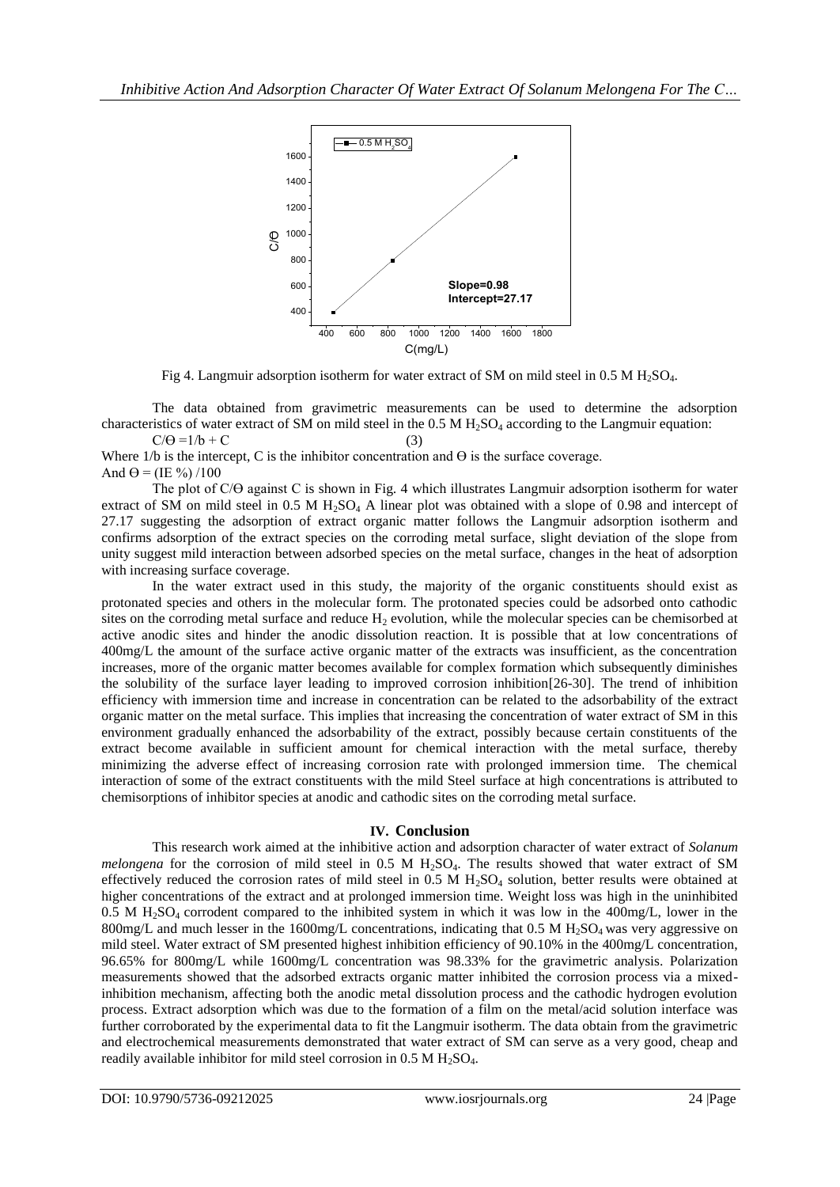Fig 4. Langmuir adsorption isotherm for water extract of SM on mild steel in 0.5 M $H_2SO_4$.

The data obtained from gravimetric measurements can be used to determine the adsorption characteristics of water extract of SM on mild steel in the 0.5 M $H_2SO_4$ according to the Langmuir equation:

$$C/\Theta = 1/b + C \quad (3)$$

Where 1/b is the intercept, C is the inhibitor concentration and Θ is the surface coverage.
And $\Theta = (IE\ \%)/100$

The plot of C/Θ against C is shown in Fig. 4 which illustrates Langmuir adsorption isotherm for water extract of SM on mild steel in 0.5 M $H_2SO_4$ A linear plot was obtained with a slope of 0.98 and intercept of 27.17 suggesting the adsorption of extract organic matter follows the Langmuir adsorption isotherm and confirms adsorption of the extract species on the corroding metal surface, slight deviation of the slope from unity suggest mild interaction between adsorbed species on the metal surface, changes in the heat of adsorption with increasing surface coverage.

In the water extract used in this study, the majority of the organic constituents should exist as protonated species and others in the molecular form. The protonated species could be adsorbed onto cathodic sites on the corroding metal surface and reduce $H_2$ evolution, while the molecular species can be chemisorbed at active anodic sites and hinder the anodic dissolution reaction. It is possible that at low concentrations of 400mg/L the amount of the surface active organic matter of the extracts was insufficient, as the concentration increases, more of the organic matter becomes available for complex formation which subsequently diminishes the solubility of the surface layer leading to improved corrosion inhibition[26-30]. The trend of inhibition efficiency with immersion time and increase in concentration can be related to the adsorbability of the extract organic matter on the metal surface. This implies that increasing the concentration of water extract of SM in this environment gradually enhanced the adsorbability of the extract, possibly because certain constituents of the extract become available in sufficient amount for chemical interaction with the metal surface, thereby minimizing the adverse effect of increasing corrosion rate with prolonged immersion time. The chemical interaction of some of the extract constituents with the mild Steel surface at high concentrations is attributed to chemisorptions of inhibitor species at anodic and cathodic sites on the corroding metal surface.

## IV. Conclusion

This research work aimed at the inhibitive action and adsorption character of water extract of *Solanum melongena* for the corrosion of mild steel in 0.5 M $H_2SO_4$. The results showed that water extract of SM effectively reduced the corrosion rates of mild steel in 0.5 M $H_2SO_4$ solution, better results were obtained at higher concentrations of the extract and at prolonged immersion time. Weight loss was high in the uninhibited 0.5 M $H_2SO_4$ corrodent compared to the inhibited system in which it was low in the 400mg/L, lower in the 800mg/L and much lesser in the 1600mg/L concentrations, indicating that 0.5 M $H_2SO_4$ was very aggressive on mild steel. Water extract of SM presented highest inhibition efficiency of 90.10% in the 400mg/L concentration, 96.65% for 800mg/L while 1600mg/L concentration was 98.33% for the gravimetric analysis. Polarization measurements showed that the adsorbed extracts organic matter inhibited the corrosion process via a mixed-inhibition mechanism, affecting both the anodic metal dissolution process and the cathodic hydrogen evolution process. Extract adsorption which was due to the formation of a film on the metal/acid solution interface was further corroborated by the experimental data to fit the Langmuir isotherm. The data obtain from the gravimetric and electrochemical measurements demonstrated that water extract of SM can serve as a very good, cheap and readily available inhibitor for mild steel corrosion in 0.5 M $H_2SO_4$.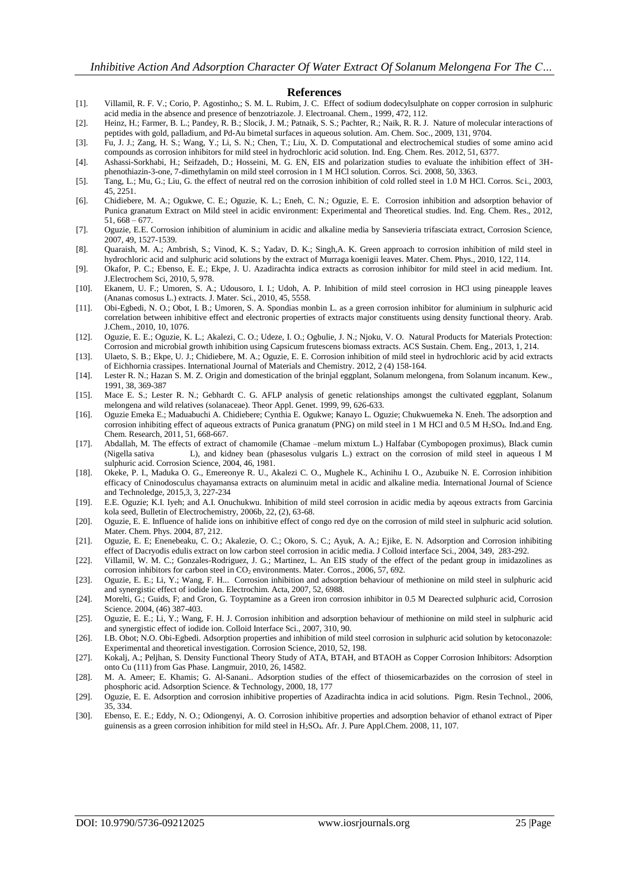# References

[1]. Villamil, R. F. V.; Corio, P. Agostinho,; S. M. L. Rubim, J. C. Effect of sodium dodecylsulphate on copper corrosion in sulphuric acid media in the absence and presence of benzotriazole. J. Electroanal. Chem., 1999, 472, 112.

[2]. Heinz, H.; Farmer, B. L.; Pandey, R. B.; Slocik, J. M.; Patnaik, S. S.; Pachter, R.; Naik, R. R. J. Nature of molecular interactions of peptides with gold, palladium, and Pd-Au bimetal surfaces in aqueous solution. Am. Chem. Soc., 2009, 131, 9704.

[3]. Fu, J. J.; Zang, H. S.; Wang, Y.; Li, S. N.; Chen, T.; Liu, X. D. Computational and electrochemical studies of some amino acid compounds as corrosion inhibitors for mild steel in hydrochloric acid solution. Ind. Eng. Chem. Res. 2012, 51, 6377.

[4]. Ashassi-Sorkhabi, H.; Seifzadeh, D.; Hosseini, M. G. EN, EIS and polarization studies to evaluate the inhibition effect of 3H-phenothiazin-3-one, 7-dimethylamin on mild steel corrosion in 1 M HCl solution. Corros. Sci. 2008, 50, 3363.

[5]. Tang, L.; Mu, G.; Liu, G. the effect of neutral red on the corrosion inhibition of cold rolled steel in 1.0 M HCl. Corros. Sci., 2003, 45, 2251.

[6]. Chidiebere, M. A.; Ogukwe, C. E.; Oguzie, K. L.; Eneh, C. N.; Oguzie, E. E. Corrosion inhibition and adsorption behavior of Punica granatum Extract on Mild steel in acidic environment: Experimental and Theoretical studies. Ind. Eng. Chem. Res., 2012, 51, 668 – 677.

[7]. Oguzie, E.E. Corrosion inhibition of aluminium in acidic and alkaline media by Sansevieria trifasciata extract, Corrosion Science, 2007, 49, 1527-1539.

[8]. Quaraish, M. A.; Ambrish, S.; Vinod, K. S.; Yadav, D. K.; Singh,A. K. Green approach to corrosion inhibition of mild steel in hydrochloric acid and sulphuric acid solutions by the extract of Murraga koenigii leaves. Mater. Chem. Phys., 2010, 122, 114.

[9]. Okafor, P. C.; Ebenso, E. E.; Ekpe, J. U. Azadirachta indica extracts as corrosion inhibitor for mild steel in acid medium. Int. J.Electrochem Sci, 2010, 5, 978.

[10]. Ekanem, U. F.; Umoren, S. A.; Udousoro, I. I.; Udoh, A. P. Inhibition of mild steel corrosion in HCl using pineapple leaves (Ananas comosus L.) extracts. J. Mater. Sci., 2010, 45, 5558.

[11]. Obi-Egbedi, N. O.; Obot, I. B.; Umoren, S. A. Spondias monbin L. as a green corrosion inhibitor for aluminium in sulphuric acid correlation between inhibitive effect and electronic properties of extracts major constituents using density functional theory. Arab. J.Chem., 2010, 10, 1076.

[12]. Oguzie, E. E.; Oguzie, K. L.; Akalezi, C. O.; Udeze, I. O.; Ogbulie, J. N.; Njoku, V. O. Natural Products for Materials Protection: Corrosion and microbial growth inhibition using Capsicum frutescens biomass extracts. ACS Sustain. Chem. Eng., 2013, 1, 214.

[13]. Ulaeto, S. B.; Ekpe, U. J.; Chidiebere, M. A.; Oguzie, E. E. Corrosion inhibition of mild steel in hydrochloric acid by acid extracts of Eichhornia crassipes. International Journal of Materials and Chemistry. 2012, 2 (4) 158-164.

[14]. Lester R. N.; Hazan S. M. Z. Origin and domestication of the brinjal eggplant, Solanum melongena, from Solanum incanum. Kew., 1991, 38, 369-387

[15]. Mace E. S.; Lester R. N.; Gebhardt C. G. AFLP analysis of genetic relationships amongst the cultivated eggplant, Solanum melongena and wild relatives (solanaceae). Theor Appl. Genet. 1999, 99, 626-633.

[16]. Oguzie Emeka E.; Maduabuchi A. Chidiebere; Cynthia E. Ogukwe; Kanayo L. Oguzie; Chukwuemeka N. Eneh. The adsorption and corrosion inhibiting effect of aqueous extracts of Punica granatum (PNG) on mild steel in 1 M HCl and 0.5 M $H_2SO_4$. Ind.and Eng. Chem. Research, 2011, 51, 668-667.

[17]. Abdallah, M. The effects of extract of chamomile (Chamae –melum mixtum L.) Halfabar (Cymbopogen proximus), Black cumin (Nigella sativa L), and kidney bean (phasesolus vulgaris L.) extract on the corrosion of mild steel in aqueous I M sulphuric acid. Corrosion Science, 2004, 46, 1981.

[18]. Okeke, P. I., Maduka O. G., Emereonye R. U., Akalezi C. O., Mughele K., Achinihu I. O., Azubuike N. E. Corrosion inhibition efficacy of Cninodosculus chayamansa extracts on aluminuim metal in acidic and alkaline media. International Journal of Science and Technoledge, 2015,3, 3, 227-234

[19]. E.E. Oguzie; K.I. Iyeh; and A.I. Onuchukwu. Inhibition of mild steel corrosion in acidic media by aqeous extracts from Garcinia kola seed, Bulletin of Electrochemistry, 2006b, 22, (2), 63-68.

[20]. Oguzie, E. E. Influence of halide ions on inhibitive effect of congo red dye on the corrosion of mild steel in sulphuric acid solution. Mater. Chem. Phys. 2004, 87, 212.

[21]. Oguzie, E. E; Enenebeaku, C. O.; Akalezie, O. C.; Okoro, S. C.; Ayuk, A. A.; Ejike, E. N. Adsorption and Corrosion inhibiting effect of Dacryodis edulis extract on low carbon steel corrosion in acidic media. J Colloid interface Sci., 2004, 349, 283-292.

[22]. Villamil, W. M. C.; Gonzales-Rodriguez, J. G.; Martinez, L. An EIS study of the effect of the pedant group in imidazolines as corrosion inhibitors for carbon steel in $CO_2$ environments. Mater. Corros., 2006, 57, 692.

[23]. Oguzie, E. E.; Li, Y.; Wang, F. H... Corrosion inhibition and adsorption behaviour of methionine on mild steel in sulphuric acid and synergistic effect of iodide ion. Electrochim. Acta, 2007, 52, 6988.

[24]. Morelti, G.; Guids, F; and Gron, G. Toyptamine as a Green iron corrosion inhibitor in 0.5 M Dearected sulphuric acid, Corrosion Science. 2004, (46) 387-403.

[25]. Oguzie, E. E.; Li, Y.; Wang, F. H. J. Corrosion inhibition and adsorption behaviour of methionine on mild steel in sulphuric acid and synergistic effect of iodide ion. Colloid Interface Sci., 2007, 310, 90.

[26]. I.B. Obot; N.O. Obi-Egbedi. Adsorption properties and inhibition of mild steel corrosion in sulphuric acid solution by ketoconazole: Experimental and theoretical investigation. Corrosion Science, 2010, 52, 198.

[27]. Kokalj, A.; Peljhan, S. Density Functional Theory Study of ATA, BTAH, and BTAOH as Copper Corrosion Inhibitors: Adsorption onto Cu (111) from Gas Phase. Langmuir, 2010, 26, 14582.

[28]. M. A. Ameer; E. Khamis; G. Al-Sanani.. Adsorption studies of the effect of thiosemicarbazides on the corrosion of steel in phosphoric acid. Adsorption Science. & Technology, 2000, 18, 177

[29]. Oguzie, E. E. Adsorption and corrosion inhibitive properties of Azadirachta indica in acid solutions. Pigm. Resin Technol., 2006, 35, 334.

[30]. Ebenso, E. E.; Eddy, N. O.; Odiongenyi, A. O. Corrosion inhibitive properties and adsorption behavior of ethanol extract of Piper guinensis as a green corrosion inhibition for mild steel in $H_2SO_4$. Afr. J. Pure Appl.Chem. 2008, 11, 107.